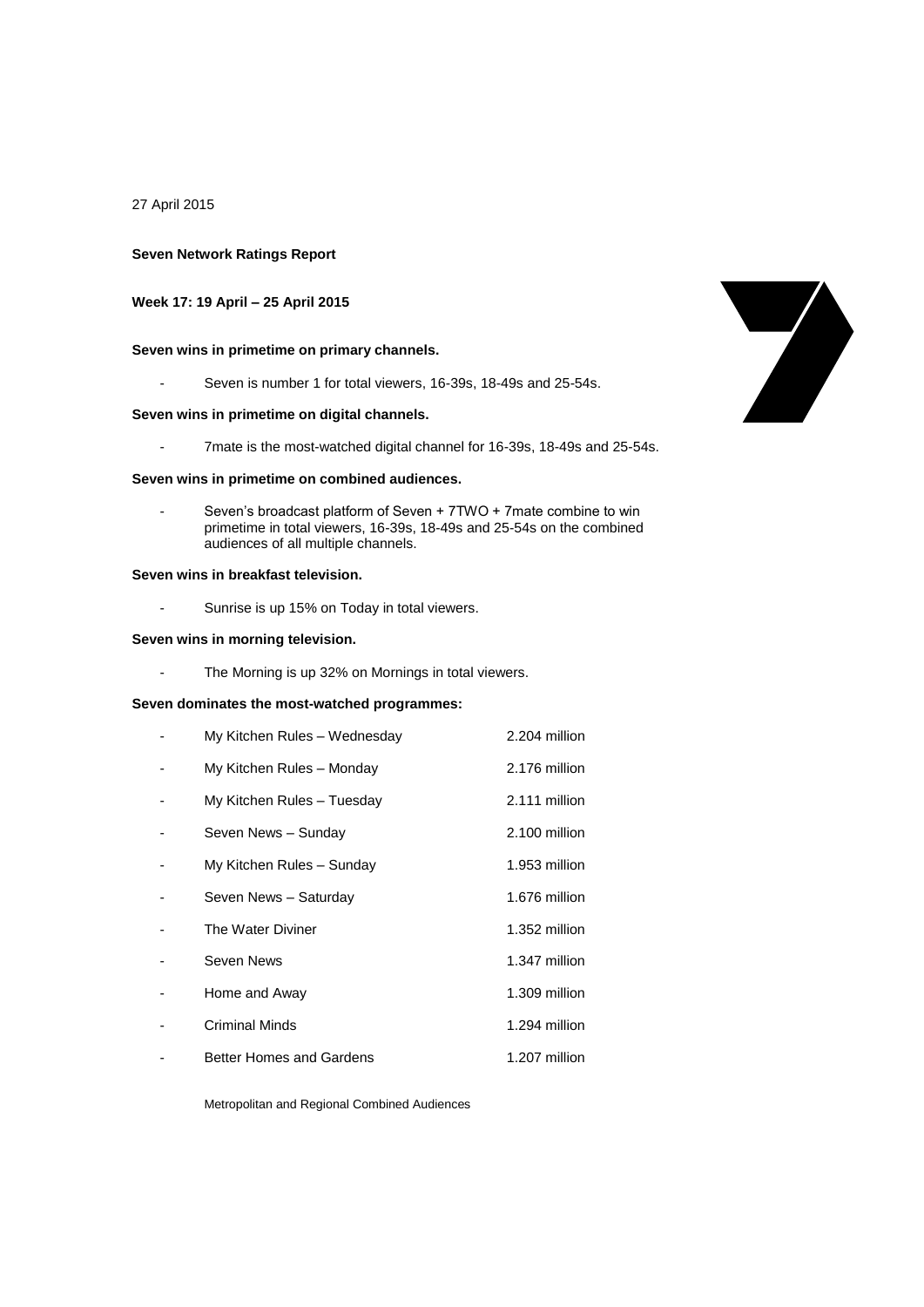27 April 2015

**Seven Network Ratings Report**

**Week 17: 19 April – 25 April 2015**

**Seven wins in primetime on primary channels.**

- Seven is number 1 for total viewers, 16-39s, 18-49s and 25-54s.

**Seven wins in primetime on digital channels.**

- 7mate is the most-watched digital channel for 16-39s, 18-49s and 25-54s.

**Seven wins in primetime on combined audiences.**

- Seven's broadcast platform of Seven + 7TWO + 7mate combine to win primetime in total viewers, 16-39s, 18-49s and 25-54s on the combined audiences of all multiple channels.

**Seven wins in breakfast television.**

- Sunrise is up 15% on Today in total viewers.

**Seven wins in morning television.**

- The Morning is up 32% on Mornings in total viewers.

**Seven dominates the most-watched programmes:**

| Programme | Audience |
|---|---|
| My Kitchen Rules – Wednesday | 2.204 million |
| My Kitchen Rules – Monday | 2.176 million |
| My Kitchen Rules – Tuesday | 2.111 million |
| Seven News – Sunday | 2.100 million |
| My Kitchen Rules – Sunday | 1.953 million |
| Seven News – Saturday | 1.676 million |
| The Water Diviner | 1.352 million |
| Seven News | 1.347 million |
| Home and Away | 1.309 million |
| Criminal Minds | 1.294 million |
| Better Homes and Gardens | 1.207 million |

Metropolitan and Regional Combined Audiences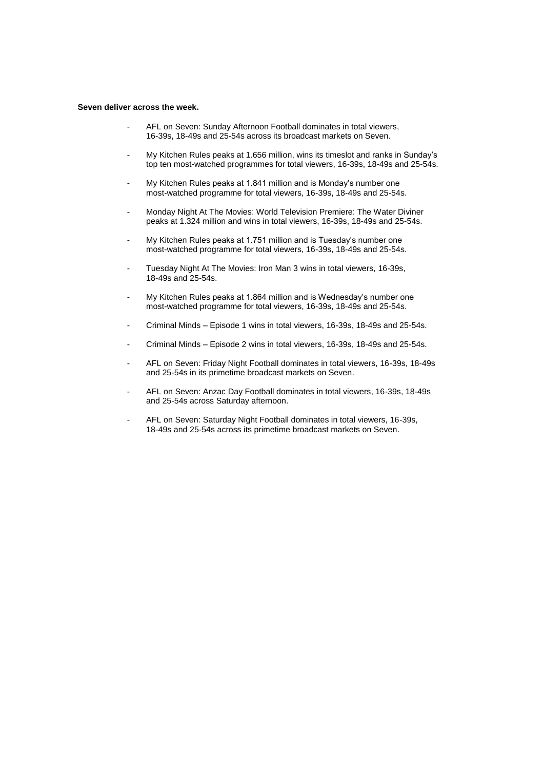**Seven deliver across the week.**

- AFL on Seven: Sunday Afternoon Football dominates in total viewers, 16-39s, 18-49s and 25-54s across its broadcast markets on Seven.
- My Kitchen Rules peaks at 1.656 million, wins its timeslot and ranks in Sunday's top ten most-watched programmes for total viewers, 16-39s, 18-49s and 25-54s.
- My Kitchen Rules peaks at 1.841 million and is Monday's number one most-watched programme for total viewers, 16-39s, 18-49s and 25-54s.
- Monday Night At The Movies: World Television Premiere: The Water Diviner peaks at 1.324 million and wins in total viewers, 16-39s, 18-49s and 25-54s.
- My Kitchen Rules peaks at 1.751 million and is Tuesday's number one most-watched programme for total viewers, 16-39s, 18-49s and 25-54s.
- Tuesday Night At The Movies: Iron Man 3 wins in total viewers, 16-39s, 18-49s and 25-54s.
- My Kitchen Rules peaks at 1.864 million and is Wednesday's number one most-watched programme for total viewers, 16-39s, 18-49s and 25-54s.
- Criminal Minds – Episode 1 wins in total viewers, 16-39s, 18-49s and 25-54s.
- Criminal Minds – Episode 2 wins in total viewers, 16-39s, 18-49s and 25-54s.
- AFL on Seven: Friday Night Football dominates in total viewers, 16-39s, 18-49s and 25-54s in its primetime broadcast markets on Seven.
- AFL on Seven: Anzac Day Football dominates in total viewers, 16-39s, 18-49s and 25-54s across Saturday afternoon.
- AFL on Seven: Saturday Night Football dominates in total viewers, 16-39s, 18-49s and 25-54s across its primetime broadcast markets on Seven.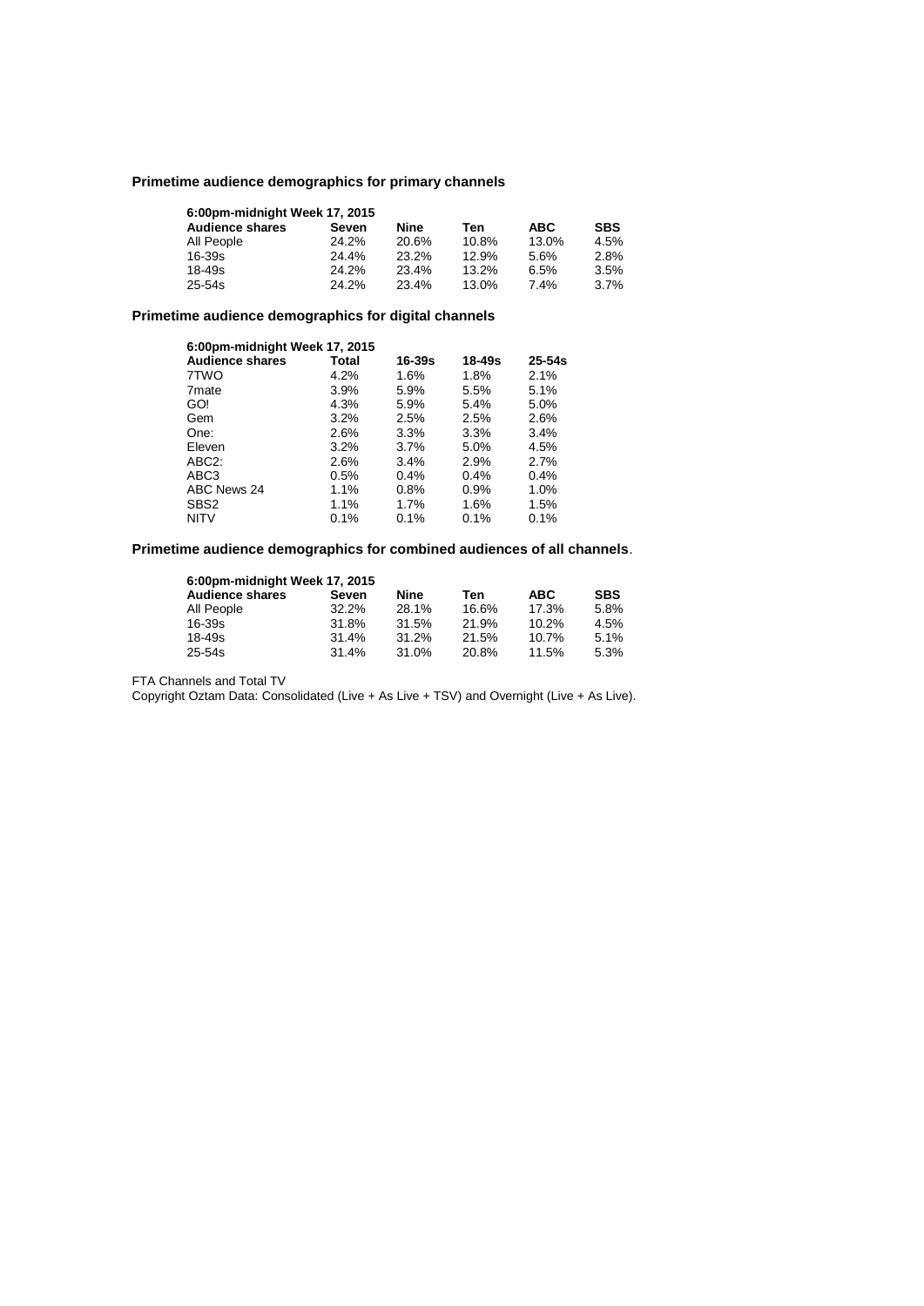**Primetime audience demographics for primary channels**

| 6:00pm-midnight Week 17, 2015 | | | | | |
|---|---|---|---|---|---|
| **Audience shares** | **Seven** | **Nine** | **Ten** | **ABC** | **SBS** |
| All People | 24.2% | 20.6% | 10.8% | 13.0% | 4.5% |
| 16-39s | 24.4% | 23.2% | 12.9% | 5.6% | 2.8% |
| 18-49s | 24.2% | 23.4% | 13.2% | 6.5% | 3.5% |
| 25-54s | 24.2% | 23.4% | 13.0% | 7.4% | 3.7% |

**Primetime audience demographics for digital channels**

| 6:00pm-midnight Week 17, 2015 | | | | |
|---|---|---|---|---|
| **Audience shares** | **Total** | **16-39s** | **18-49s** | **25-54s** |
| 7TWO | 4.2% | 1.6% | 1.8% | 2.1% |
| 7mate | 3.9% | 5.9% | 5.5% | 5.1% |
| GO! | 4.3% | 5.9% | 5.4% | 5.0% |
| Gem | 3.2% | 2.5% | 2.5% | 2.6% |
| One: | 2.6% | 3.3% | 3.3% | 3.4% |
| Eleven | 3.2% | 3.7% | 5.0% | 4.5% |
| ABC2: | 2.6% | 3.4% | 2.9% | 2.7% |
| ABC3 | 0.5% | 0.4% | 0.4% | 0.4% |
| ABC News 24 | 1.1% | 0.8% | 0.9% | 1.0% |
| SBS2 | 1.1% | 1.7% | 1.6% | 1.5% |
| NITV | 0.1% | 0.1% | 0.1% | 0.1% |

**Primetime audience demographics for combined audiences of all channels**.

| 6:00pm-midnight Week 17, 2015 | | | | | |
|---|---|---|---|---|---|
| **Audience shares** | **Seven** | **Nine** | **Ten** | **ABC** | **SBS** |
| All People | 32.2% | 28.1% | 16.6% | 17.3% | 5.8% |
| 16-39s | 31.8% | 31.5% | 21.9% | 10.2% | 4.5% |
| 18-49s | 31.4% | 31.2% | 21.5% | 10.7% | 5.1% |
| 25-54s | 31.4% | 31.0% | 20.8% | 11.5% | 5.3% |

FTA Channels and Total TV

Copyright Oztam Data: Consolidated (Live + As Live + TSV) and Overnight (Live + As Live).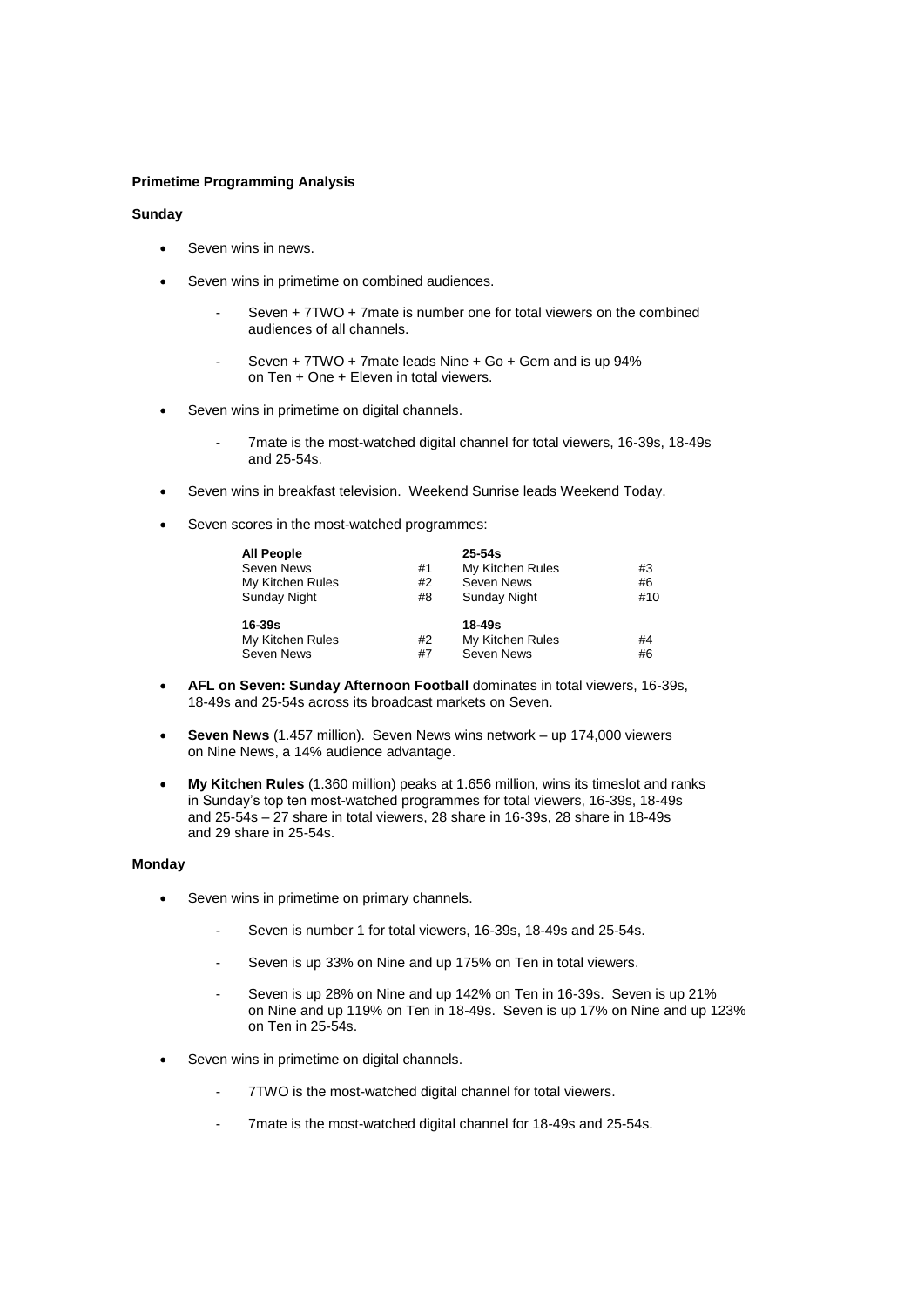**Primetime Programming Analysis**

**Sunday**

- Seven wins in news.
- Seven wins in primetime on combined audiences.
  - Seven + 7TWO + 7mate is number one for total viewers on the combined audiences of all channels.
  - Seven + 7TWO + 7mate leads Nine + Go + Gem and is up 94% on Ten + One + Eleven in total viewers.
- Seven wins in primetime on digital channels.
  - 7mate is the most-watched digital channel for total viewers, 16-39s, 18-49s and 25-54s.
- Seven wins in breakfast television. Weekend Sunrise leads Weekend Today.
- Seven scores in the most-watched programmes:

| **All People** | | **25-54s** | |
|---|---|---|---|
| Seven News | #1 | My Kitchen Rules | #3 |
| My Kitchen Rules | #2 | Seven News | #6 |
| Sunday Night | #8 | Sunday Night | #10 |
| **16-39s** | | **18-49s** | |
| My Kitchen Rules | #2 | My Kitchen Rules | #4 |
| Seven News | #7 | Seven News | #6 |

- **AFL on Seven: Sunday Afternoon Football** dominates in total viewers, 16-39s, 18-49s and 25-54s across its broadcast markets on Seven.
- **Seven News** (1.457 million). Seven News wins network – up 174,000 viewers on Nine News, a 14% audience advantage.
- **My Kitchen Rules** (1.360 million) peaks at 1.656 million, wins its timeslot and ranks in Sunday's top ten most-watched programmes for total viewers, 16-39s, 18-49s and 25-54s – 27 share in total viewers, 28 share in 16-39s, 28 share in 18-49s and 29 share in 25-54s.

**Monday**

- Seven wins in primetime on primary channels.
  - Seven is number 1 for total viewers, 16-39s, 18-49s and 25-54s.
  - Seven is up 33% on Nine and up 175% on Ten in total viewers.
  - Seven is up 28% on Nine and up 142% on Ten in 16-39s. Seven is up 21% on Nine and up 119% on Ten in 18-49s. Seven is up 17% on Nine and up 123% on Ten in 25-54s.
- Seven wins in primetime on digital channels.
  - 7TWO is the most-watched digital channel for total viewers.
  - 7mate is the most-watched digital channel for 18-49s and 25-54s.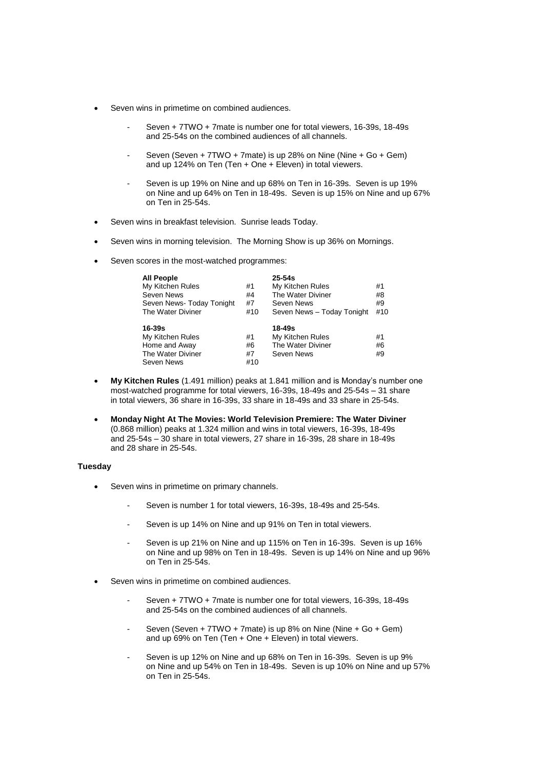- Seven wins in primetime on combined audiences.
  - Seven + 7TWO + 7mate is number one for total viewers, 16-39s, 18-49s and 25-54s on the combined audiences of all channels.
  - Seven (Seven + 7TWO + 7mate) is up 28% on Nine (Nine + Go + Gem) and up 124% on Ten (Ten + One + Eleven) in total viewers.
  - Seven is up 19% on Nine and up 68% on Ten in 16-39s. Seven is up 19% on Nine and up 64% on Ten in 18-49s. Seven is up 15% on Nine and up 67% on Ten in 25-54s.
- Seven wins in breakfast television. Sunrise leads Today.
- Seven wins in morning television. The Morning Show is up 36% on Mornings.
- Seven scores in the most-watched programmes:

| **All People** | | **25-54s** | |
|---|---|---|---|
| My Kitchen Rules | #1 | My Kitchen Rules | #1 |
| Seven News | #4 | The Water Diviner | #8 |
| Seven News- Today Tonight | #7 | Seven News | #9 |
| The Water Diviner | #10 | Seven News – Today Tonight | #10 |
| **16-39s** | | **18-49s** | |
| My Kitchen Rules | #1 | My Kitchen Rules | #1 |
| Home and Away | #6 | The Water Diviner | #6 |
| The Water Diviner | #7 | Seven News | #9 |
| Seven News | #10 | | |

- **My Kitchen Rules** (1.491 million) peaks at 1.841 million and is Monday's number one most-watched programme for total viewers, 16-39s, 18-49s and 25-54s – 31 share in total viewers, 36 share in 16-39s, 33 share in 18-49s and 33 share in 25-54s.
- **Monday Night At The Movies: World Television Premiere: The Water Diviner** (0.868 million) peaks at 1.324 million and wins in total viewers, 16-39s, 18-49s and 25-54s – 30 share in total viewers, 27 share in 16-39s, 28 share in 18-49s and 28 share in 25-54s.

**Tuesday**

- Seven wins in primetime on primary channels.
  - Seven is number 1 for total viewers, 16-39s, 18-49s and 25-54s.
  - Seven is up 14% on Nine and up 91% on Ten in total viewers.
  - Seven is up 21% on Nine and up 115% on Ten in 16-39s. Seven is up 16% on Nine and up 98% on Ten in 18-49s. Seven is up 14% on Nine and up 96% on Ten in 25-54s.
- Seven wins in primetime on combined audiences.
  - Seven + 7TWO + 7mate is number one for total viewers, 16-39s, 18-49s and 25-54s on the combined audiences of all channels.
  - Seven (Seven + 7TWO + 7mate) is up 8% on Nine (Nine + Go + Gem) and up 69% on Ten (Ten + One + Eleven) in total viewers.
  - Seven is up 12% on Nine and up 68% on Ten in 16-39s. Seven is up 9% on Nine and up 54% on Ten in 18-49s. Seven is up 10% on Nine and up 57% on Ten in 25-54s.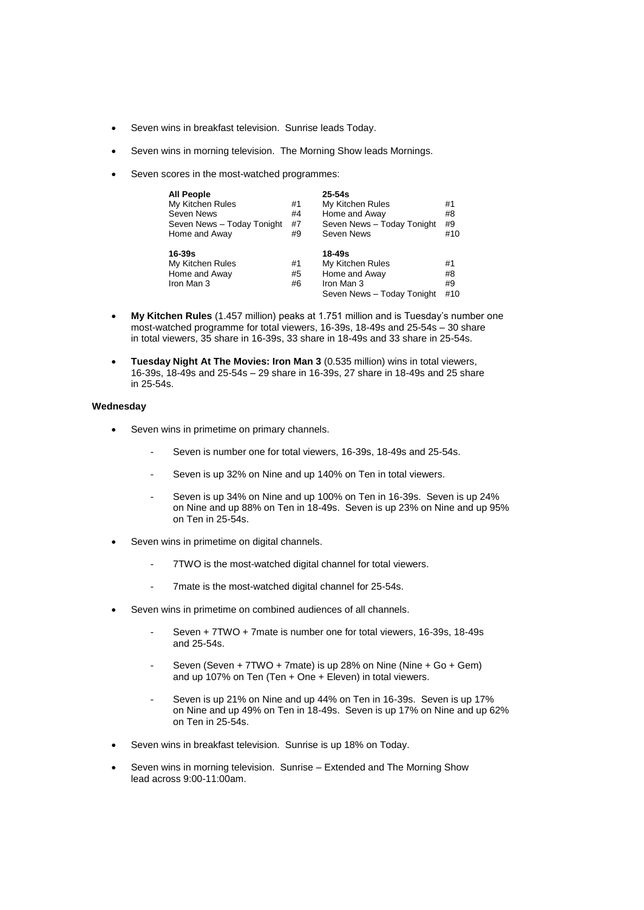- Seven wins in breakfast television. Sunrise leads Today.
- Seven wins in morning television. The Morning Show leads Mornings.
- Seven scores in the most-watched programmes:

| **All People** | | **25-54s** | |
|---|---|---|---|
| My Kitchen Rules | #1 | My Kitchen Rules | #1 |
| Seven News | #4 | Home and Away | #8 |
| Seven News – Today Tonight | #7 | Seven News – Today Tonight | #9 |
| Home and Away | #9 | Seven News | #10 |
| **16-39s** | | **18-49s** | |
| My Kitchen Rules | #1 | My Kitchen Rules | #1 |
| Home and Away | #5 | Home and Away | #8 |
| Iron Man 3 | #6 | Iron Man 3 | #9 |
| | | Seven News – Today Tonight | #10 |

- **My Kitchen Rules** (1.457 million) peaks at 1.751 million and is Tuesday's number one most-watched programme for total viewers, 16-39s, 18-49s and 25-54s – 30 share in total viewers, 35 share in 16-39s, 33 share in 18-49s and 33 share in 25-54s.
- **Tuesday Night At The Movies: Iron Man 3** (0.535 million) wins in total viewers, 16-39s, 18-49s and 25-54s – 29 share in 16-39s, 27 share in 18-49s and 25 share in 25-54s.

**Wednesday**

- Seven wins in primetime on primary channels.
  - Seven is number one for total viewers, 16-39s, 18-49s and 25-54s.
  - Seven is up 32% on Nine and up 140% on Ten in total viewers.
  - Seven is up 34% on Nine and up 100% on Ten in 16-39s. Seven is up 24% on Nine and up 88% on Ten in 18-49s. Seven is up 23% on Nine and up 95% on Ten in 25-54s.
- Seven wins in primetime on digital channels.
  - 7TWO is the most-watched digital channel for total viewers.
  - 7mate is the most-watched digital channel for 25-54s.
- Seven wins in primetime on combined audiences of all channels.
  - Seven + 7TWO + 7mate is number one for total viewers, 16-39s, 18-49s and 25-54s.
  - Seven (Seven + 7TWO + 7mate) is up 28% on Nine (Nine + Go + Gem) and up 107% on Ten (Ten + One + Eleven) in total viewers.
  - Seven is up 21% on Nine and up 44% on Ten in 16-39s. Seven is up 17% on Nine and up 49% on Ten in 18-49s. Seven is up 17% on Nine and up 62% on Ten in 25-54s.
- Seven wins in breakfast television. Sunrise is up 18% on Today.
- Seven wins in morning television. Sunrise – Extended and The Morning Show lead across 9:00-11:00am.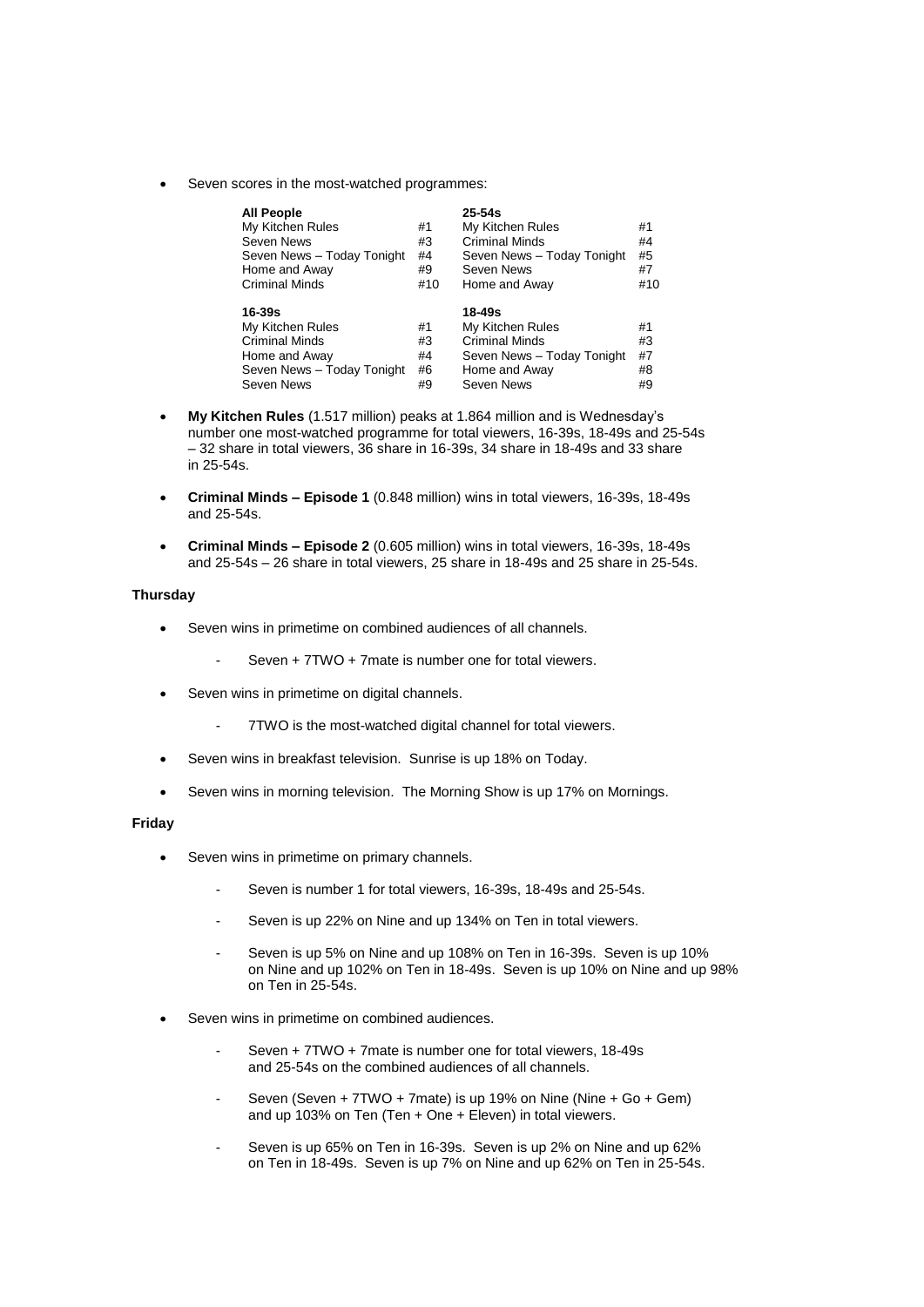- Seven scores in the most-watched programmes:

| All People | | 25-54s | |
|---|---|---|---|
| My Kitchen Rules | #1 | My Kitchen Rules | #1 |
| Seven News | #3 | Criminal Minds | #4 |
| Seven News – Today Tonight | #4 | Seven News – Today Tonight | #5 |
| Home and Away | #9 | Seven News | #7 |
| Criminal Minds | #10 | Home and Away | #10 |
| **16-39s** | | **18-49s** | |
| My Kitchen Rules | #1 | My Kitchen Rules | #1 |
| Criminal Minds | #3 | Criminal Minds | #3 |
| Home and Away | #4 | Seven News – Today Tonight | #7 |
| Seven News – Today Tonight | #6 | Home and Away | #8 |
| Seven News | #9 | Seven News | #9 |

- **My Kitchen Rules** (1.517 million) peaks at 1.864 million and is Wednesday's number one most-watched programme for total viewers, 16-39s, 18-49s and 25-54s – 32 share in total viewers, 36 share in 16-39s, 34 share in 18-49s and 33 share in 25-54s.

- **Criminal Minds – Episode 1** (0.848 million) wins in total viewers, 16-39s, 18-49s and 25-54s.

- **Criminal Minds – Episode 2** (0.605 million) wins in total viewers, 16-39s, 18-49s and 25-54s – 26 share in total viewers, 25 share in 18-49s and 25 share in 25-54s.

**Thursday**

- Seven wins in primetime on combined audiences of all channels.
  - Seven + 7TWO + 7mate is number one for total viewers.
- Seven wins in primetime on digital channels.
  - 7TWO is the most-watched digital channel for total viewers.
- Seven wins in breakfast television. Sunrise is up 18% on Today.
- Seven wins in morning television. The Morning Show is up 17% on Mornings.

**Friday**

- Seven wins in primetime on primary channels.
  - Seven is number 1 for total viewers, 16-39s, 18-49s and 25-54s.
  - Seven is up 22% on Nine and up 134% on Ten in total viewers.
  - Seven is up 5% on Nine and up 108% on Ten in 16-39s. Seven is up 10% on Nine and up 102% on Ten in 18-49s. Seven is up 10% on Nine and up 98% on Ten in 25-54s.
- Seven wins in primetime on combined audiences.
  - Seven + 7TWO + 7mate is number one for total viewers, 18-49s and 25-54s on the combined audiences of all channels.
  - Seven (Seven + 7TWO + 7mate) is up 19% on Nine (Nine + Go + Gem) and up 103% on Ten (Ten + One + Eleven) in total viewers.
  - Seven is up 65% on Ten in 16-39s. Seven is up 2% on Nine and up 62% on Ten in 18-49s. Seven is up 7% on Nine and up 62% on Ten in 25-54s.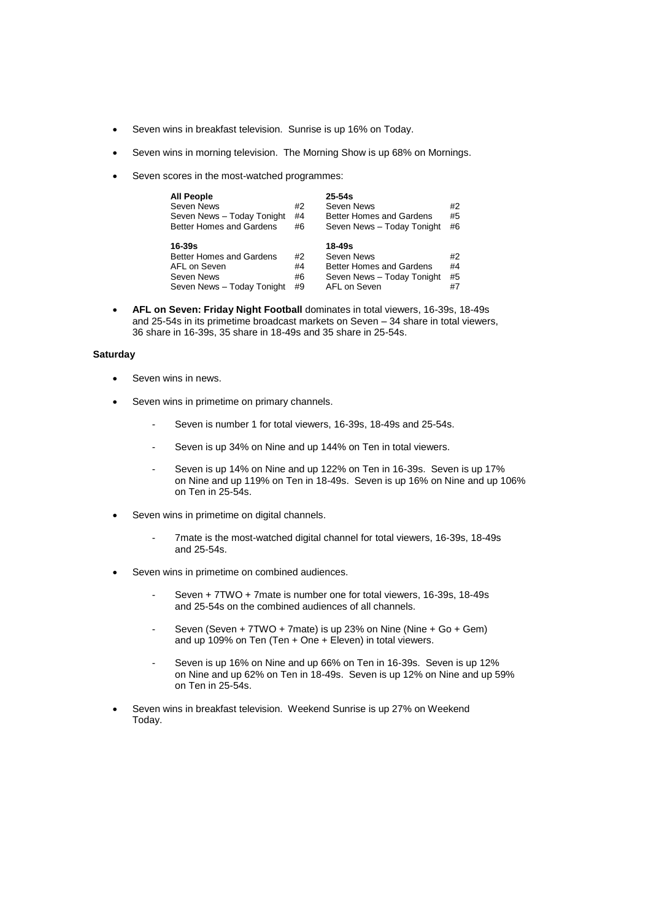- Seven wins in breakfast television. Sunrise is up 16% on Today.
- Seven wins in morning television. The Morning Show is up 68% on Mornings.
- Seven scores in the most-watched programmes:

| **All People** | | **25-54s** | |
|---|---|---|---|
| Seven News | #2 | Seven News | #2 |
| Seven News – Today Tonight | #4 | Better Homes and Gardens | #5 |
| Better Homes and Gardens | #6 | Seven News – Today Tonight | #6 |
| **16-39s** | | **18-49s** | |
| Better Homes and Gardens | #2 | Seven News | #2 |
| AFL on Seven | #4 | Better Homes and Gardens | #4 |
| Seven News | #6 | Seven News – Today Tonight | #5 |
| Seven News – Today Tonight | #9 | AFL on Seven | #7 |

- **AFL on Seven: Friday Night Football** dominates in total viewers, 16-39s, 18-49s and 25-54s in its primetime broadcast markets on Seven – 34 share in total viewers, 36 share in 16-39s, 35 share in 18-49s and 35 share in 25-54s.

**Saturday**

- Seven wins in news.
- Seven wins in primetime on primary channels.
  - Seven is number 1 for total viewers, 16-39s, 18-49s and 25-54s.
  - Seven is up 34% on Nine and up 144% on Ten in total viewers.
  - Seven is up 14% on Nine and up 122% on Ten in 16-39s. Seven is up 17% on Nine and up 119% on Ten in 18-49s. Seven is up 16% on Nine and up 106% on Ten in 25-54s.
- Seven wins in primetime on digital channels.
  - 7mate is the most-watched digital channel for total viewers, 16-39s, 18-49s and 25-54s.
- Seven wins in primetime on combined audiences.
  - Seven + 7TWO + 7mate is number one for total viewers, 16-39s, 18-49s and 25-54s on the combined audiences of all channels.
  - Seven (Seven + 7TWO + 7mate) is up 23% on Nine (Nine + Go + Gem) and up 109% on Ten (Ten + One + Eleven) in total viewers.
  - Seven is up 16% on Nine and up 66% on Ten in 16-39s. Seven is up 12% on Nine and up 62% on Ten in 18-49s. Seven is up 12% on Nine and up 59% on Ten in 25-54s.
- Seven wins in breakfast television. Weekend Sunrise is up 27% on Weekend Today.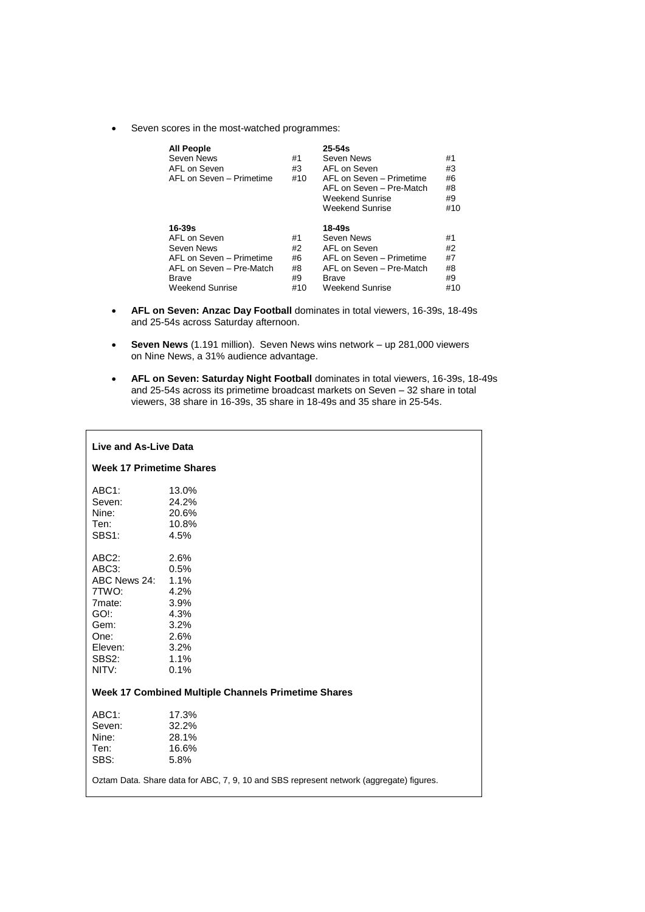- Seven scores in the most-watched programmes:

| All People | | 25-54s | |
|---|---|---|---|
| Seven News | #1 | Seven News | #1 |
| AFL on Seven | #3 | AFL on Seven | #3 |
| AFL on Seven – Primetime | #10 | AFL on Seven – Primetime | #6 |
| | | AFL on Seven – Pre-Match | #8 |
| | | Weekend Sunrise | #9 |
| | | Weekend Sunrise | #10 |

| 16-39s | | 18-49s | |
|---|---|---|---|
| AFL on Seven | #1 | Seven News | #1 |
| Seven News | #2 | AFL on Seven | #2 |
| AFL on Seven – Primetime | #6 | AFL on Seven – Primetime | #7 |
| AFL on Seven – Pre-Match | #8 | AFL on Seven – Pre-Match | #8 |
| Brave | #9 | Brave | #9 |
| Weekend Sunrise | #10 | Weekend Sunrise | #10 |

- **AFL on Seven: Anzac Day Football** dominates in total viewers, 16-39s, 18-49s and 25-54s across Saturday afternoon.
- **Seven News** (1.191 million). Seven News wins network – up 281,000 viewers on Nine News, a 31% audience advantage.
- **AFL on Seven: Saturday Night Football** dominates in total viewers, 16-39s, 18-49s and 25-54s across its primetime broadcast markets on Seven – 32 share in total viewers, 38 share in 16-39s, 35 share in 18-49s and 35 share in 25-54s.

**Live and As-Live Data**

**Week 17 Primetime Shares**

| | |
|---|---|
| ABC1: | 13.0% |
| Seven: | 24.2% |
| Nine: | 20.6% |
| Ten: | 10.8% |
| SBS1: | 4.5% |
| ABC2: | 2.6% |
| ABC3: | 0.5% |
| ABC News 24: | 1.1% |
| 7TWO: | 4.2% |
| 7mate: | 3.9% |
| GO!: | 4.3% |
| Gem: | 3.2% |
| One: | 2.6% |
| Eleven: | 3.2% |
| SBS2: | 1.1% |
| NITV: | 0.1% |

**Week 17 Combined Multiple Channels Primetime Shares**

| | |
|---|---|
| ABC1: | 17.3% |
| Seven: | 32.2% |
| Nine: | 28.1% |
| Ten: | 16.6% |
| SBS: | 5.8% |

Oztam Data. Share data for ABC, 7, 9, 10 and SBS represent network (aggregate) figures.